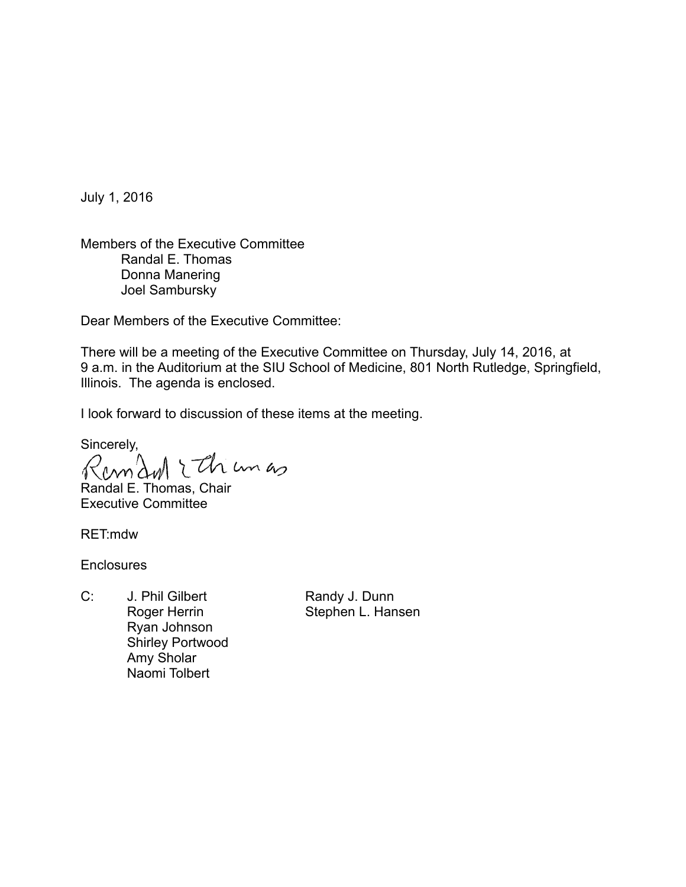July 1, 2016

Members of the Executive Committee
Randal E. Thomas
Donna Manering
Joel Sambursky

Dear Members of the Executive Committee:

There will be a meeting of the Executive Committee on Thursday, July 14, 2016, at 9 a.m. in the Auditorium at the SIU School of Medicine, 801 North Rutledge, Springfield, Illinois. The agenda is enclosed.

I look forward to discussion of these items at the meeting.

Sincerely,

Randal E. Thomas, Chair
Executive Committee

RET:mdw

Enclosures

C: J. Phil Gilbert
Roger Herrin
Ryan Johnson
Shirley Portwood
Amy Sholar
Naomi Tolbert
Randy J. Dunn
Stephen L. Hansen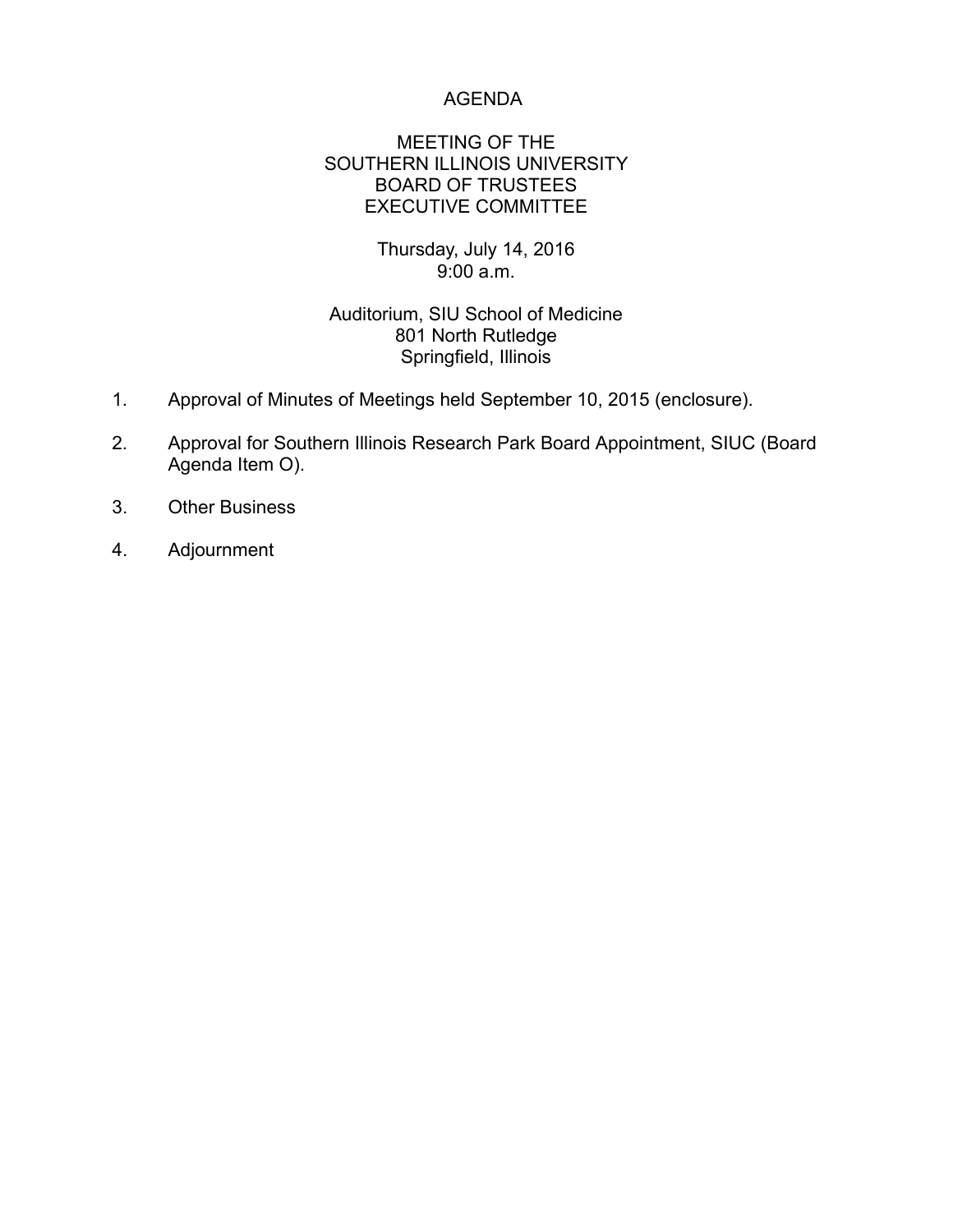# AGENDA

## MEETING OF THE SOUTHERN ILLINOIS UNIVERSITY BOARD OF TRUSTEES EXECUTIVE COMMITTEE

Thursday, July 14, 2016
9:00 a.m.

Auditorium, SIU School of Medicine
801 North Rutledge
Springfield, Illinois

1. Approval of Minutes of Meetings held September 10, 2015 (enclosure).

2. Approval for Southern Illinois Research Park Board Appointment, SIUC (Board Agenda Item O).

3. Other Business

4. Adjournment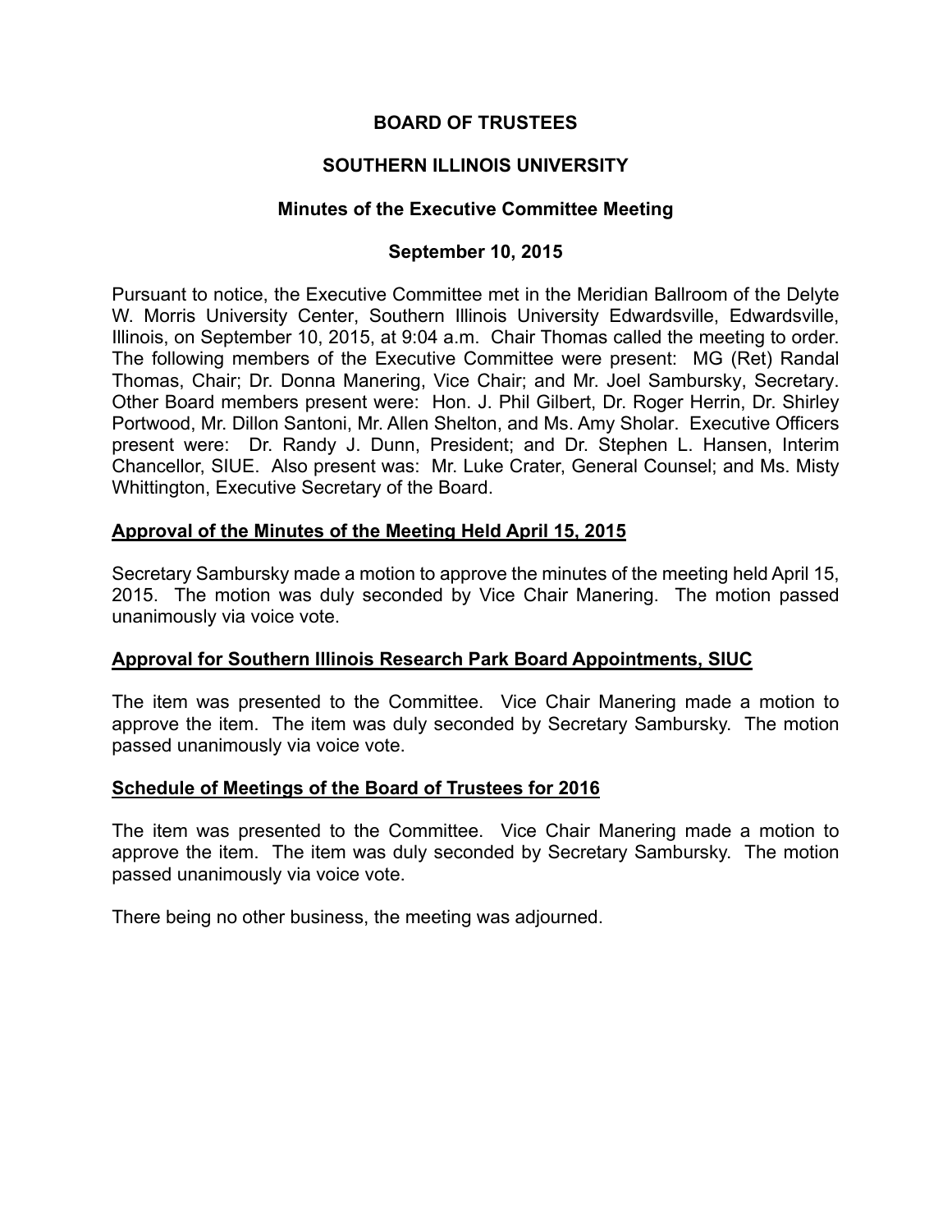**BOARD OF TRUSTEES**

**SOUTHERN ILLINOIS UNIVERSITY**

**Minutes of the Executive Committee Meeting**

**September 10, 2015**

Pursuant to notice, the Executive Committee met in the Meridian Ballroom of the Delyte W. Morris University Center, Southern Illinois University Edwardsville, Edwardsville, Illinois, on September 10, 2015, at 9:04 a.m. Chair Thomas called the meeting to order. The following members of the Executive Committee were present: MG (Ret) Randal Thomas, Chair; Dr. Donna Manering, Vice Chair; and Mr. Joel Sambursky, Secretary. Other Board members present were: Hon. J. Phil Gilbert, Dr. Roger Herrin, Dr. Shirley Portwood, Mr. Dillon Santoni, Mr. Allen Shelton, and Ms. Amy Sholar. Executive Officers present were: Dr. Randy J. Dunn, President; and Dr. Stephen L. Hansen, Interim Chancellor, SIUE. Also present was: Mr. Luke Crater, General Counsel; and Ms. Misty Whittington, Executive Secretary of the Board.

**Approval of the Minutes of the Meeting Held April 15, 2015**

Secretary Sambursky made a motion to approve the minutes of the meeting held April 15, 2015. The motion was duly seconded by Vice Chair Manering. The motion passed unanimously via voice vote.

**Approval for Southern Illinois Research Park Board Appointments, SIUC**

The item was presented to the Committee. Vice Chair Manering made a motion to approve the item. The item was duly seconded by Secretary Sambursky. The motion passed unanimously via voice vote.

**Schedule of Meetings of the Board of Trustees for 2016**

The item was presented to the Committee. Vice Chair Manering made a motion to approve the item. The item was duly seconded by Secretary Sambursky. The motion passed unanimously via voice vote.

There being no other business, the meeting was adjourned.